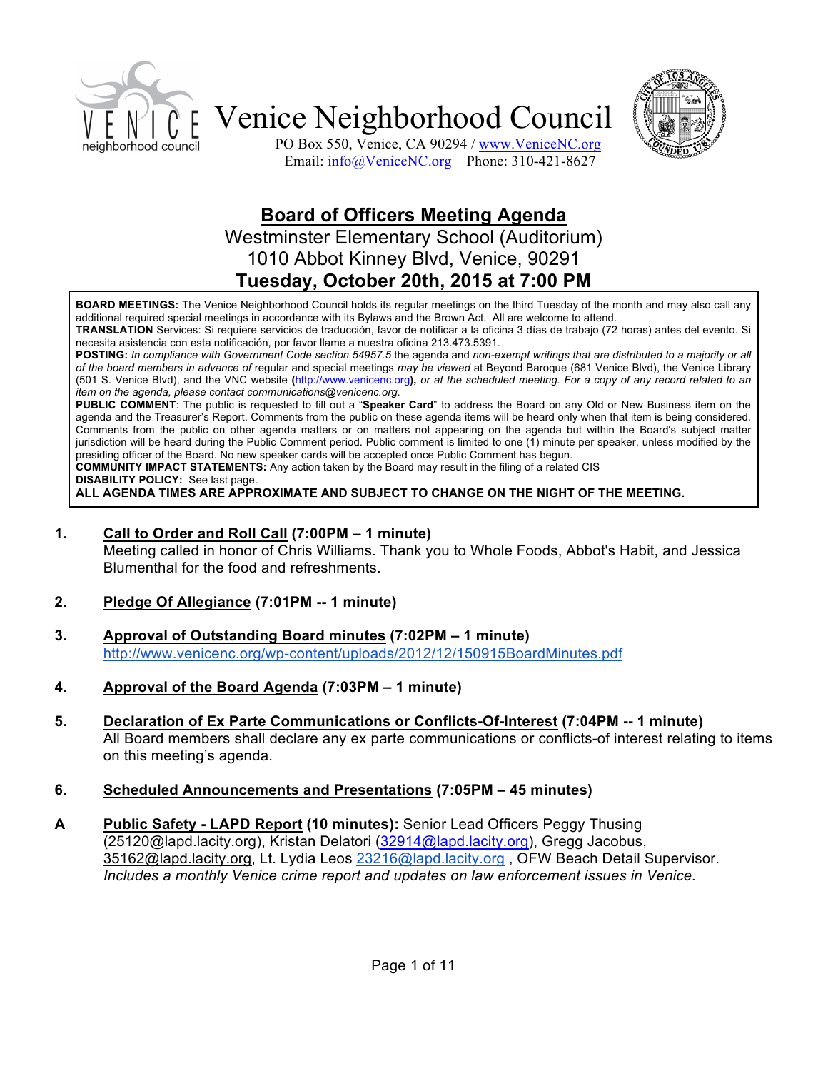# Venice Neighborhood Council

PO Box 550, Venice, CA 90294 / www.VeniceNC.org
Email: info@VeniceNC.org Phone: 310-421-8627

## Board of Officers Meeting Agenda

Westminster Elementary School (Auditorium)
1010 Abbot Kinney Blvd, Venice, 90291
**Tuesday, October 20th, 2015 at 7:00 PM**

**BOARD MEETINGS:** The Venice Neighborhood Council holds its regular meetings on the third Tuesday of the month and may also call any additional required special meetings in accordance with its Bylaws and the Brown Act. All are welcome to attend.
**TRANSLATION** Services: Si requiere servicios de traducción, favor de notificar a la oficina 3 días de trabajo (72 horas) antes del evento. Si necesita asistencia con esta notificación, por favor llame a nuestra oficina 213.473.5391.
**POSTING:** *In compliance with Government Code section 54957.5* the agenda and *non-exempt writings that are distributed to a majority or all of the board members in advance of* regular and special meetings *may be viewed* at Beyond Baroque (681 Venice Blvd), the Venice Library (501 S. Venice Blvd), and the VNC website **(**http://www.venicenc.org**),** *or at the scheduled meeting. For a copy of any record related to an item on the agenda, please contact communications@venicenc.org.*
**PUBLIC COMMENT**: The public is requested to fill out a "**Speaker Card**" to address the Board on any Old or New Business item on the agenda and the Treasurer's Report. Comments from the public on these agenda items will be heard only when that item is being considered. Comments from the public on other agenda matters or on matters not appearing on the agenda but within the Board's subject matter jurisdiction will be heard during the Public Comment period. Public comment is limited to one (1) minute per speaker, unless modified by the presiding officer of the Board. No new speaker cards will be accepted once Public Comment has begun.
**COMMUNITY IMPACT STATEMENTS:** Any action taken by the Board may result in the filing of a related CIS
**DISABILITY POLICY:** See last page.
**ALL AGENDA TIMES ARE APPROXIMATE AND SUBJECT TO CHANGE ON THE NIGHT OF THE MEETING.**

1. **Call to Order and Roll Call (7:00PM – 1 minute)**
   Meeting called in honor of Chris Williams. Thank you to Whole Foods, Abbot's Habit, and Jessica Blumenthal for the food and refreshments.

2. **Pledge Of Allegiance (7:01PM -- 1 minute)**

3. **Approval of Outstanding Board minutes (7:02PM – 1 minute)**
   http://www.venicenc.org/wp-content/uploads/2012/12/150915BoardMinutes.pdf

4. **Approval of the Board Agenda (7:03PM – 1 minute)**

5. **Declaration of Ex Parte Communications or Conflicts-Of-Interest (7:04PM -- 1 minute)**
   All Board members shall declare any ex parte communications or conflicts-of interest relating to items on this meeting's agenda.

6. **Scheduled Announcements and Presentations (7:05PM – 45 minutes)**

**A** **Public Safety - LAPD Report (10 minutes):** Senior Lead Officers Peggy Thusing (25120@lapd.lacity.org), Kristan Delatori (32914@lapd.lacity.org), Gregg Jacobus, 35162@lapd.lacity.org, Lt. Lydia Leos 23216@lapd.lacity.org , OFW Beach Detail Supervisor. *Includes a monthly Venice crime report and updates on law enforcement issues in Venice.*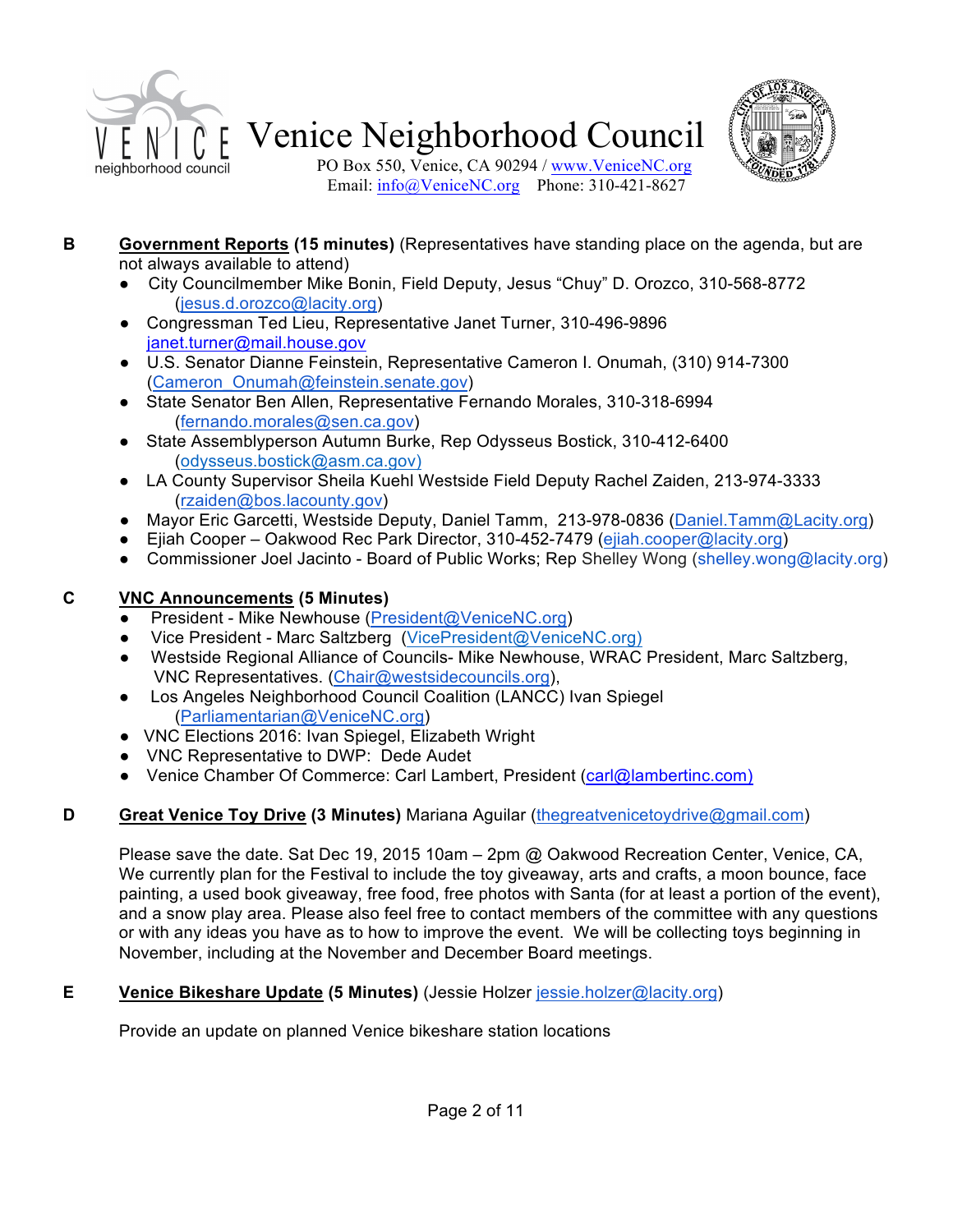# Venice Neighborhood Council

PO Box 550, Venice, CA 90294 / www.VeniceNC.org
Email: info@VeniceNC.org Phone: 310-421-8627

**B** **Government Reports (15 minutes)** (Representatives have standing place on the agenda, but are not always available to attend)

- City Councilmember Mike Bonin, Field Deputy, Jesus "Chuy" D. Orozco, 310-568-8772 (jesus.d.orozco@lacity.org)
- Congressman Ted Lieu, Representative Janet Turner, 310-496-9896 janet.turner@mail.house.gov
- U.S. Senator Dianne Feinstein, Representative Cameron I. Onumah, (310) 914-7300 (Cameron_Onumah@feinstein.senate.gov)
- State Senator Ben Allen, Representative Fernando Morales, 310-318-6994 (fernando.morales@sen.ca.gov)
- State Assemblyperson Autumn Burke, Rep Odysseus Bostick, 310-412-6400 (odysseus.bostick@asm.ca.gov)
- LA County Supervisor Sheila Kuehl Westside Field Deputy Rachel Zaiden, 213-974-3333 (rzaiden@bos.lacounty.gov)
- Mayor Eric Garcetti, Westside Deputy, Daniel Tamm, 213-978-0836 (Daniel.Tamm@Lacity.org)
- Ejiah Cooper – Oakwood Rec Park Director, 310-452-7479 (ejiah.cooper@lacity.org)
- Commissioner Joel Jacinto - Board of Public Works; Rep Shelley Wong (shelley.wong@lacity.org)

**C** **VNC Announcements (5 Minutes)**

- President - Mike Newhouse (President@VeniceNC.org)
- Vice President - Marc Saltzberg (VicePresident@VeniceNC.org)
- Westside Regional Alliance of Councils- Mike Newhouse, WRAC President, Marc Saltzberg, VNC Representatives. (Chair@westsidecouncils.org),
- Los Angeles Neighborhood Council Coalition (LANCC) Ivan Spiegel (Parliamentarian@VeniceNC.org)
- VNC Elections 2016: Ivan Spiegel, Elizabeth Wright
- VNC Representative to DWP: Dede Audet
- Venice Chamber Of Commerce: Carl Lambert, President (carl@lambertinc.com)

**D** **Great Venice Toy Drive (3 Minutes)** Mariana Aguilar (thegreatvenicetoydrive@gmail.com)

Please save the date. Sat Dec 19, 2015 10am – 2pm @ Oakwood Recreation Center, Venice, CA, We currently plan for the Festival to include the toy giveaway, arts and crafts, a moon bounce, face painting, a used book giveaway, free food, free photos with Santa (for at least a portion of the event), and a snow play area. Please also feel free to contact members of the committee with any questions or with any ideas you have as to how to improve the event. We will be collecting toys beginning in November, including at the November and December Board meetings.

**E** **Venice Bikeshare Update (5 Minutes)** (Jessie Holzer jessie.holzer@lacity.org)

Provide an update on planned Venice bikeshare station locations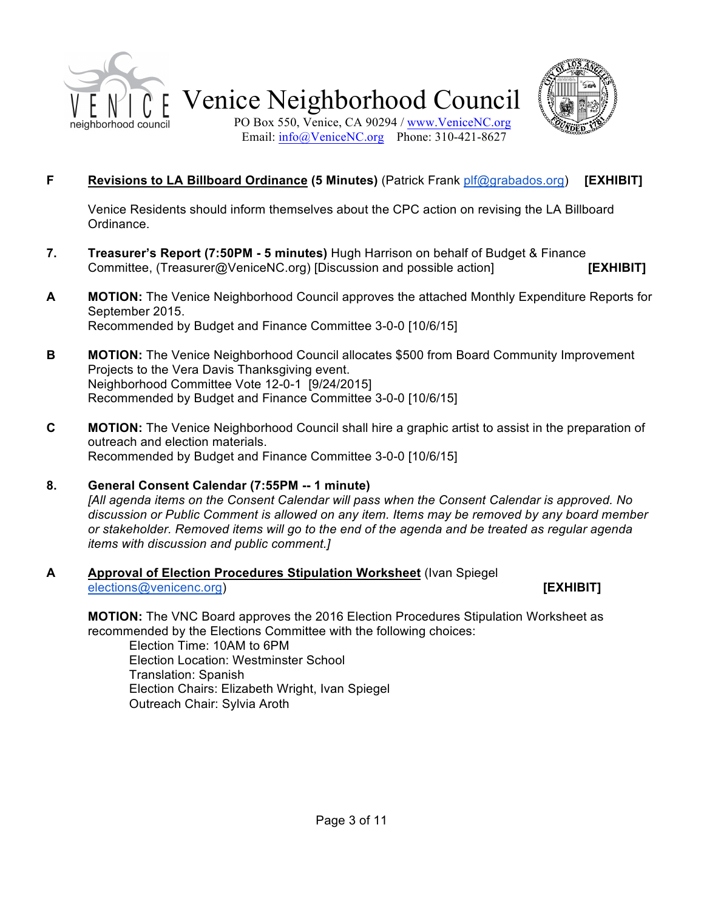**F** **Revisions to LA Billboard Ordinance (5 Minutes)** (Patrick Frank plf@grabados.org) **[EXHIBIT]**

Venice Residents should inform themselves about the CPC action on revising the LA Billboard Ordinance.

**7.** **Treasurer's Report (7:50PM - 5 minutes)** Hugh Harrison on behalf of Budget & Finance Committee, (Treasurer@VeniceNC.org) [Discussion and possible action] **[EXHIBIT]**

**A** **MOTION:** The Venice Neighborhood Council approves the attached Monthly Expenditure Reports for September 2015.
Recommended by Budget and Finance Committee 3-0-0 [10/6/15]

**B** **MOTION:** The Venice Neighborhood Council allocates $500 from Board Community Improvement Projects to the Vera Davis Thanksgiving event.
Neighborhood Committee Vote 12-0-1 [9/24/2015]
Recommended by Budget and Finance Committee 3-0-0 [10/6/15]

**C** **MOTION:** The Venice Neighborhood Council shall hire a graphic artist to assist in the preparation of outreach and election materials.
Recommended by Budget and Finance Committee 3-0-0 [10/6/15]

**8.** **General Consent Calendar (7:55PM -- 1 minute)**
*[All agenda items on the Consent Calendar will pass when the Consent Calendar is approved. No discussion or Public Comment is allowed on any item. Items may be removed by any board member or stakeholder. Removed items will go to the end of the agenda and be treated as regular agenda items with discussion and public comment.]*

**A** **Approval of Election Procedures Stipulation Worksheet** (Ivan Spiegel elections@venicenc.org) **[EXHIBIT]**

**MOTION:** The VNC Board approves the 2016 Election Procedures Stipulation Worksheet as recommended by the Elections Committee with the following choices:

- Election Time: 10AM to 6PM
- Election Location: Westminster School
- Translation: Spanish
- Election Chairs: Elizabeth Wright, Ivan Spiegel
- Outreach Chair: Sylvia Aroth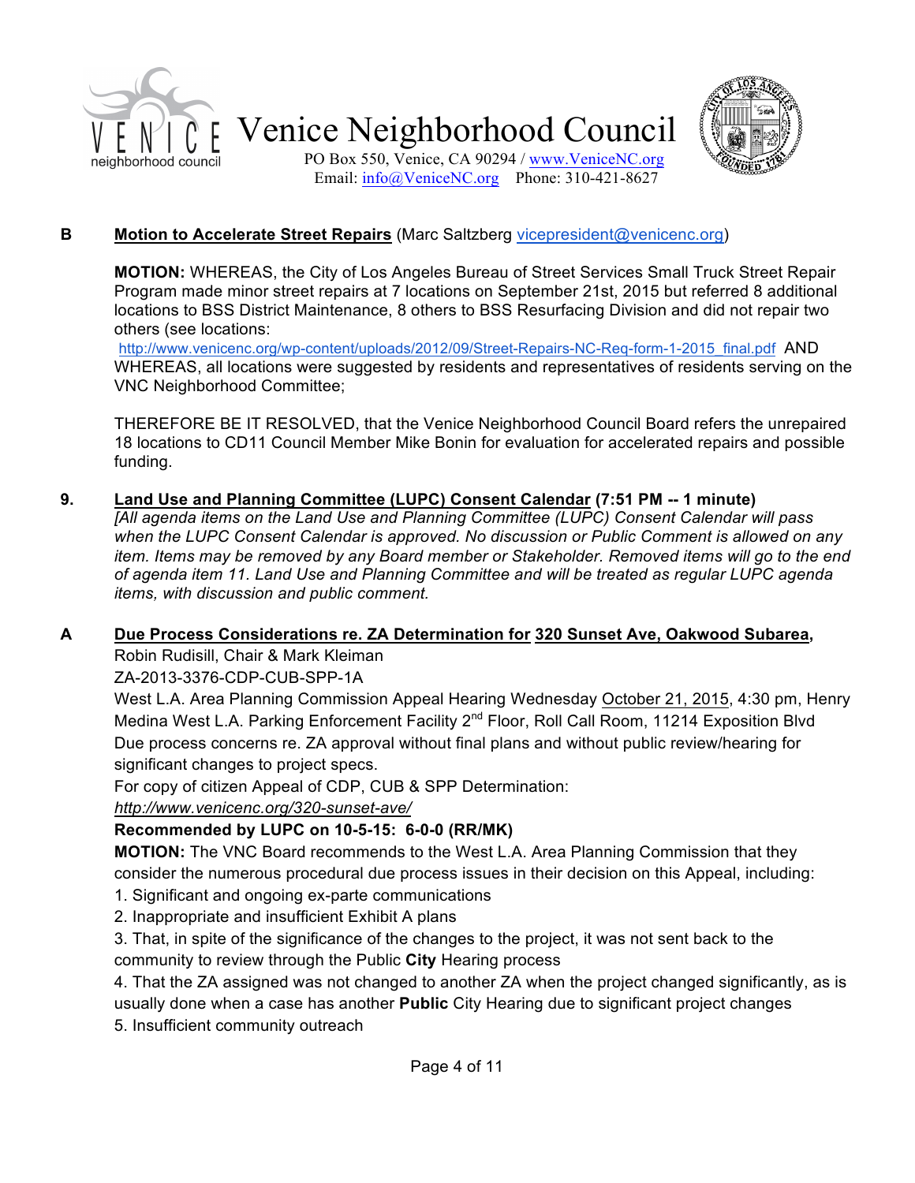**B** **Motion to Accelerate Street Repairs** (Marc Saltzberg vicepresident@venicenc.org)

**MOTION:** WHEREAS, the City of Los Angeles Bureau of Street Services Small Truck Street Repair Program made minor street repairs at 7 locations on September 21st, 2015 but referred 8 additional locations to BSS District Maintenance, 8 others to BSS Resurfacing Division and did not repair two others (see locations: http://www.venicenc.org/wp-content/uploads/2012/09/Street-Repairs-NC-Req-form-1-2015_final.pdf AND WHEREAS, all locations were suggested by residents and representatives of residents serving on the VNC Neighborhood Committee;

THEREFORE BE IT RESOLVED, that the Venice Neighborhood Council Board refers the unrepaired 18 locations to CD11 Council Member Mike Bonin for evaluation for accelerated repairs and possible funding.

**9. Land Use and Planning Committee (LUPC) Consent Calendar (7:51 PM -- 1 minute)**

*[All agenda items on the Land Use and Planning Committee (LUPC) Consent Calendar will pass when the LUPC Consent Calendar is approved. No discussion or Public Comment is allowed on any item. Items may be removed by any Board member or Stakeholder. Removed items will go to the end of agenda item 11. Land Use and Planning Committee and will be treated as regular LUPC agenda items, with discussion and public comment.*

**A** **Due Process Considerations re. ZA Determination for 320 Sunset Ave, Oakwood Subarea,**

Robin Rudisill, Chair & Mark Kleiman

ZA-2013-3376-CDP-CUB-SPP-1A

West L.A. Area Planning Commission Appeal Hearing Wednesday October 21, 2015, 4:30 pm, Henry Medina West L.A. Parking Enforcement Facility 2nd Floor, Roll Call Room, 11214 Exposition Blvd

Due process concerns re. ZA approval without final plans and without public review/hearing for significant changes to project specs.

For copy of citizen Appeal of CDP, CUB & SPP Determination:

*http://www.venicenc.org/320-sunset-ave/*

**Recommended by LUPC on 10-5-15: 6-0-0 (RR/MK)**

**MOTION:** The VNC Board recommends to the West L.A. Area Planning Commission that they consider the numerous procedural due process issues in their decision on this Appeal, including:

1. Significant and ongoing ex-parte communications
2. Inappropriate and insufficient Exhibit A plans
3. That, in spite of the significance of the changes to the project, it was not sent back to the community to review through the Public **City** Hearing process
4. That the ZA assigned was not changed to another ZA when the project changed significantly, as is usually done when a case has another **Public** City Hearing due to significant project changes
5. Insufficient community outreach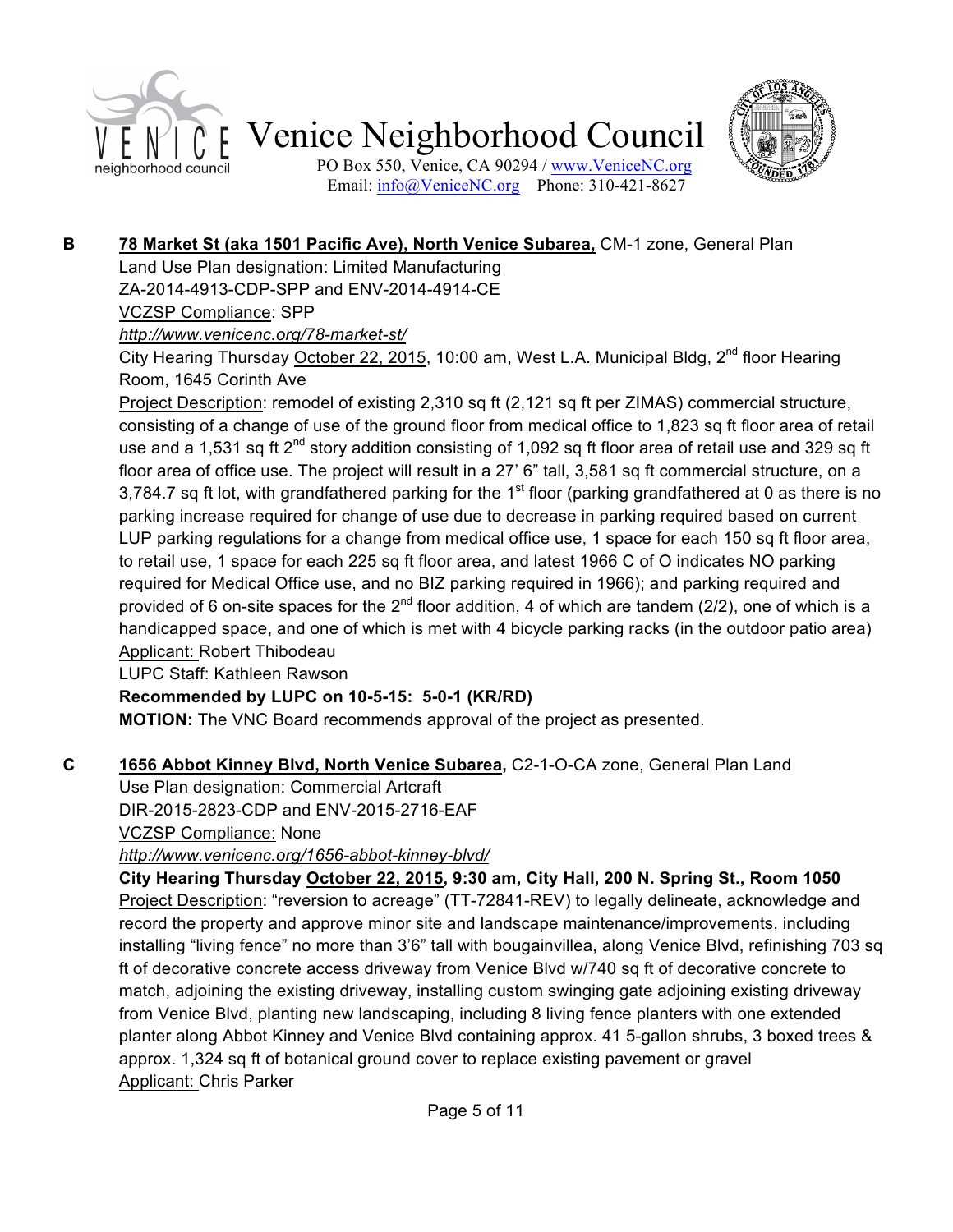**B** **78 Market St (aka 1501 Pacific Ave), North Venice Subarea,** CM-1 zone, General Plan Land Use Plan designation: Limited Manufacturing

ZA-2014-4913-CDP-SPP and ENV-2014-4914-CE

VCZSP Compliance: SPP

*http://www.venicenc.org/78-market-st/*

City Hearing Thursday October 22, 2015, 10:00 am, West L.A. Municipal Bldg, 2nd floor Hearing Room, 1645 Corinth Ave

Project Description: remodel of existing 2,310 sq ft (2,121 sq ft per ZIMAS) commercial structure, consisting of a change of use of the ground floor from medical office to 1,823 sq ft floor area of retail use and a 1,531 sq ft 2nd story addition consisting of 1,092 sq ft floor area of retail use and 329 sq ft floor area of office use. The project will result in a 27' 6" tall, 3,581 sq ft commercial structure, on a 3,784.7 sq ft lot, with grandfathered parking for the 1st floor (parking grandfathered at 0 as there is no parking increase required for change of use due to decrease in parking required based on current LUP parking regulations for a change from medical office use, 1 space for each 150 sq ft floor area, to retail use, 1 space for each 225 sq ft floor area, and latest 1966 C of O indicates NO parking required for Medical Office use, and no BIZ parking required in 1966); and parking required and provided of 6 on-site spaces for the 2nd floor addition, 4 of which are tandem (2/2), one of which is a handicapped space, and one of which is met with 4 bicycle parking racks (in the outdoor patio area)

Applicant: Robert Thibodeau

LUPC Staff: Kathleen Rawson

**Recommended by LUPC on 10-5-15: 5-0-1 (KR/RD)**

**MOTION:** The VNC Board recommends approval of the project as presented.

**C** **1656 Abbot Kinney Blvd, North Venice Subarea,** C2-1-O-CA zone, General Plan Land Use Plan designation: Commercial Artcraft

DIR-2015-2823-CDP and ENV-2015-2716-EAF

VCZSP Compliance: None

*http://www.venicenc.org/1656-abbot-kinney-blvd/*

**City Hearing Thursday October 22, 2015, 9:30 am, City Hall, 200 N. Spring St., Room 1050**

Project Description: "reversion to acreage" (TT-72841-REV) to legally delineate, acknowledge and record the property and approve minor site and landscape maintenance/improvements, including installing "living fence" no more than 3'6" tall with bougainvillea, along Venice Blvd, refinishing 703 sq ft of decorative concrete access driveway from Venice Blvd w/740 sq ft of decorative concrete to match, adjoining the existing driveway, installing custom swinging gate adjoining existing driveway from Venice Blvd, planting new landscaping, including 8 living fence planters with one extended planter along Abbot Kinney and Venice Blvd containing approx. 41 5-gallon shrubs, 3 boxed trees & approx. 1,324 sq ft of botanical ground cover to replace existing pavement or gravel

Applicant: Chris Parker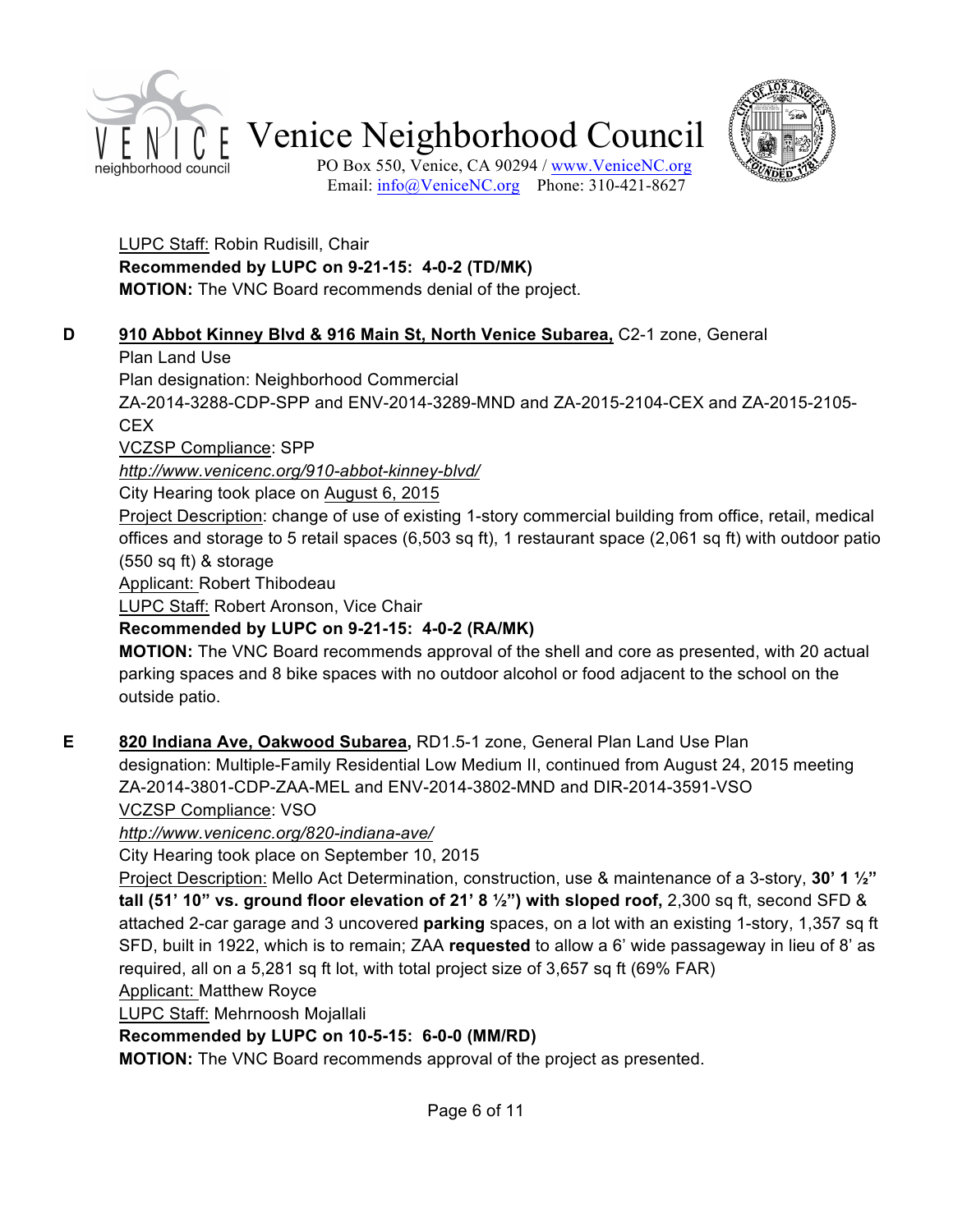LUPC Staff: Robin Rudisill, Chair
**Recommended by LUPC on 9-21-15: 4-0-2 (TD/MK)**
**MOTION:** The VNC Board recommends denial of the project.

**D** **910 Abbot Kinney Blvd & 916 Main St, North Venice Subarea,** C2-1 zone, General Plan Land Use
Plan designation: Neighborhood Commercial
ZA-2014-3288-CDP-SPP and ENV-2014-3289-MND and ZA-2015-2104-CEX and ZA-2015-2105-CEX
VCZSP Compliance: SPP
*http://www.venicenc.org/910-abbot-kinney-blvd/*
City Hearing took place on August 6, 2015
Project Description: change of use of existing 1-story commercial building from office, retail, medical offices and storage to 5 retail spaces (6,503 sq ft), 1 restaurant space (2,061 sq ft) with outdoor patio (550 sq ft) & storage
Applicant: Robert Thibodeau
LUPC Staff: Robert Aronson, Vice Chair
**Recommended by LUPC on 9-21-15: 4-0-2 (RA/MK)**
**MOTION:** The VNC Board recommends approval of the shell and core as presented, with 20 actual parking spaces and 8 bike spaces with no outdoor alcohol or food adjacent to the school on the outside patio.

**E** **820 Indiana Ave, Oakwood Subarea,** RD1.5-1 zone, General Plan Land Use Plan designation: Multiple-Family Residential Low Medium II, continued from August 24, 2015 meeting
ZA-2014-3801-CDP-ZAA-MEL and ENV-2014-3802-MND and DIR-2014-3591-VSO
VCZSP Compliance: VSO
*http://www.venicenc.org/820-indiana-ave/*
City Hearing took place on September 10, 2015
Project Description: Mello Act Determination, construction, use & maintenance of a 3-story, **30' 1 ½" tall (51' 10" vs. ground floor elevation of 21' 8 ½") with sloped roof,** 2,300 sq ft, second SFD & attached 2-car garage and 3 uncovered **parking** spaces, on a lot with an existing 1-story, 1,357 sq ft SFD, built in 1922, which is to remain; ZAA **requested** to allow a 6' wide passageway in lieu of 8' as required, all on a 5,281 sq ft lot, with total project size of 3,657 sq ft (69% FAR)
Applicant: Matthew Royce
LUPC Staff: Mehrnoosh Mojallali
**Recommended by LUPC on 10-5-15: 6-0-0 (MM/RD)**
**MOTION:** The VNC Board recommends approval of the project as presented.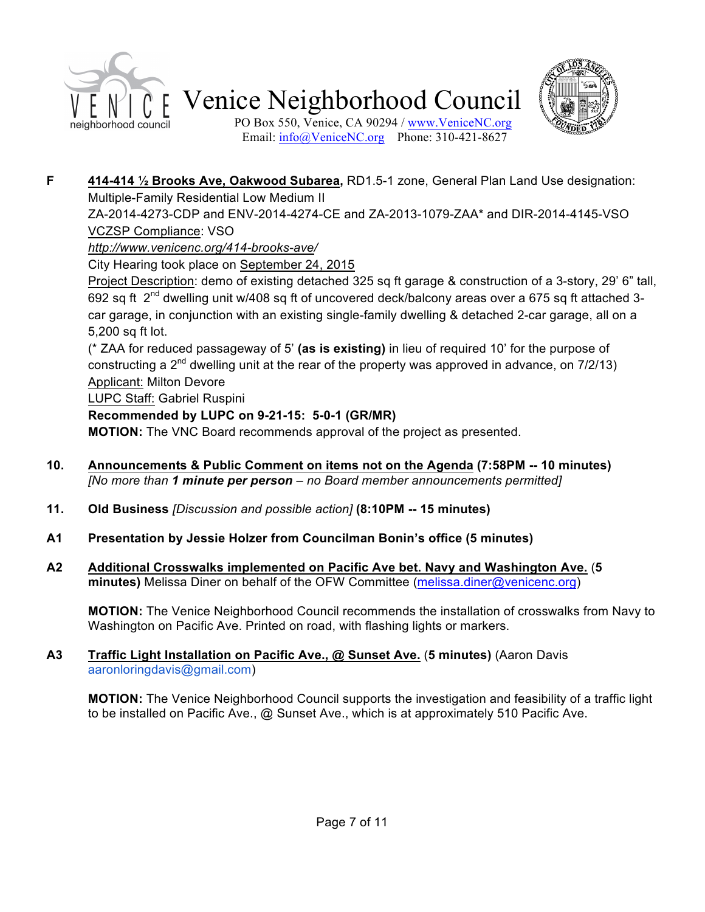**F** **414-414 ½ Brooks Ave, Oakwood Subarea,** RD1.5-1 zone, General Plan Land Use designation: Multiple-Family Residential Low Medium II

ZA-2014-4273-CDP and ENV-2014-4274-CE and ZA-2013-1079-ZAA* and DIR-2014-4145-VSO

VCZSP Compliance: VSO

*http://www.venicenc.org/414-brooks-ave/*

City Hearing took place on September 24, 2015

Project Description: demo of existing detached 325 sq ft garage & construction of a 3-story, 29' 6" tall, 692 sq ft 2nd dwelling unit w/408 sq ft of uncovered deck/balcony areas over a 675 sq ft attached 3-car garage, in conjunction with an existing single-family dwelling & detached 2-car garage, all on a 5,200 sq ft lot.

(* ZAA for reduced passageway of 5' **(as is existing)** in lieu of required 10' for the purpose of constructing a 2nd dwelling unit at the rear of the property was approved in advance, on 7/2/13)

Applicant: Milton Devore

LUPC Staff: Gabriel Ruspini

**Recommended by LUPC on 9-21-15: 5-0-1 (GR/MR)**

**MOTION:** The VNC Board recommends approval of the project as presented.

**10. Announcements & Public Comment on items not on the Agenda (7:58PM -- 10 minutes)**
*[No more than **1 minute per person** – no Board member announcements permitted]*

**11. Old Business** *[Discussion and possible action]* **(8:10PM -- 15 minutes)**

**A1 Presentation by Jessie Holzer from Councilman Bonin's office (5 minutes)**

**A2 Additional Crosswalks implemented on Pacific Ave bet. Navy and Washington Ave. (5 minutes)** Melissa Diner on behalf of the OFW Committee (melissa.diner@venicenc.org)

**MOTION:** The Venice Neighborhood Council recommends the installation of crosswalks from Navy to Washington on Pacific Ave. Printed on road, with flashing lights or markers.

**A3 Traffic Light Installation on Pacific Ave., @ Sunset Ave. (5 minutes)** (Aaron Davis aaronloringdavis@gmail.com)

**MOTION:** The Venice Neighborhood Council supports the investigation and feasibility of a traffic light to be installed on Pacific Ave., @ Sunset Ave., which is at approximately 510 Pacific Ave.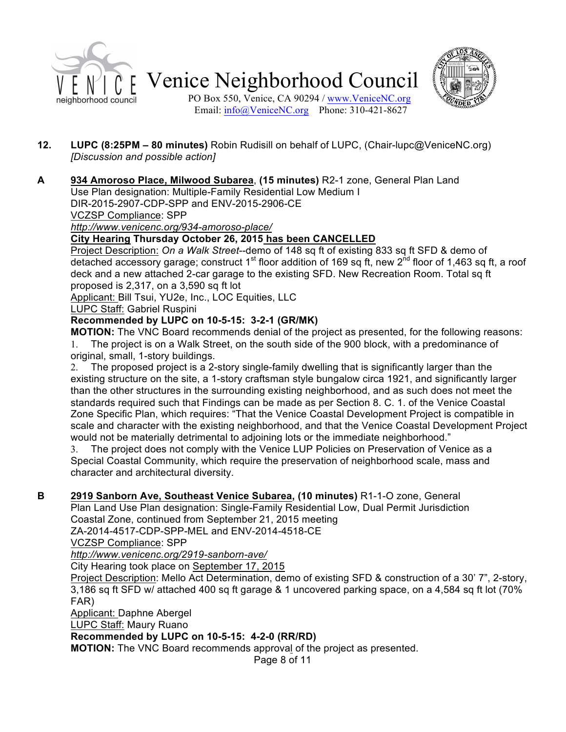# Venice Neighborhood Council

PO Box 550, Venice, CA 90294 / www.VeniceNC.org
Email: info@VeniceNC.org Phone: 310-421-8627

**12. LUPC (8:25PM – 80 minutes)** Robin Rudisill on behalf of LUPC, (Chair-lupc@VeniceNC.org) *[Discussion and possible action]*

**A** **934 Amoroso Place, Milwood Subarea**, **(15 minutes)** R2-1 zone, General Plan Land Use Plan designation: Multiple-Family Residential Low Medium I
DIR-2015-2907-CDP-SPP and ENV-2015-2906-CE
VCZSP Compliance: SPP
*http://www.venicenc.org/934-amoroso-place/*
**City Hearing Thursday October 26, 2015 has been CANCELLED**
Project Description: *On a Walk Street*--demo of 148 sq ft of existing 833 sq ft SFD & demo of detached accessory garage; construct 1st floor addition of 169 sq ft, new 2nd floor of 1,463 sq ft, a roof deck and a new attached 2-car garage to the existing SFD. New Recreation Room. Total sq ft proposed is 2,317, on a 3,590 sq ft lot
Applicant: Bill Tsui, YU2e, Inc., LOC Equities, LLC
LUPC Staff: Gabriel Ruspini
**Recommended by LUPC on 10-5-15: 3-2-1 (GR/MK)**
**MOTION:** The VNC Board recommends denial of the project as presented, for the following reasons:

1. The project is on a Walk Street, on the south side of the 900 block, with a predominance of original, small, 1-story buildings.
2. The proposed project is a 2-story single-family dwelling that is significantly larger than the existing structure on the site, a 1-story craftsman style bungalow circa 1921, and significantly larger than the other structures in the surrounding existing neighborhood, and as such does not meet the standards required such that Findings can be made as per Section 8. C. 1. of the Venice Coastal Zone Specific Plan, which requires: "That the Venice Coastal Development Project is compatible in scale and character with the existing neighborhood, and that the Venice Coastal Development Project would not be materially detrimental to adjoining lots or the immediate neighborhood."
3. The project does not comply with the Venice LUP Policies on Preservation of Venice as a Special Coastal Community, which require the preservation of neighborhood scale, mass and character and architectural diversity.

**B** **2919 Sanborn Ave, Southeast Venice Subarea, (10 minutes)** R1-1-O zone, General Plan Land Use Plan designation: Single-Family Residential Low, Dual Permit Jurisdiction Coastal Zone, continued from September 21, 2015 meeting
ZA-2014-4517-CDP-SPP-MEL and ENV-2014-4518-CE
VCZSP Compliance: SPP
*http://www.venicenc.org/2919-sanborn-ave/*
City Hearing took place on September 17, 2015
Project Description: Mello Act Determination, demo of existing SFD & construction of a 30' 7", 2-story, 3,186 sq ft SFD w/ attached 400 sq ft garage & 1 uncovered parking space, on a 4,584 sq ft lot (70% FAR)
Applicant: Daphne Abergel
LUPC Staff: Maury Ruano
**Recommended by LUPC on 10-5-15: 4-2-0 (RR/RD)**
**MOTION:** The VNC Board recommends approval of the project as presented.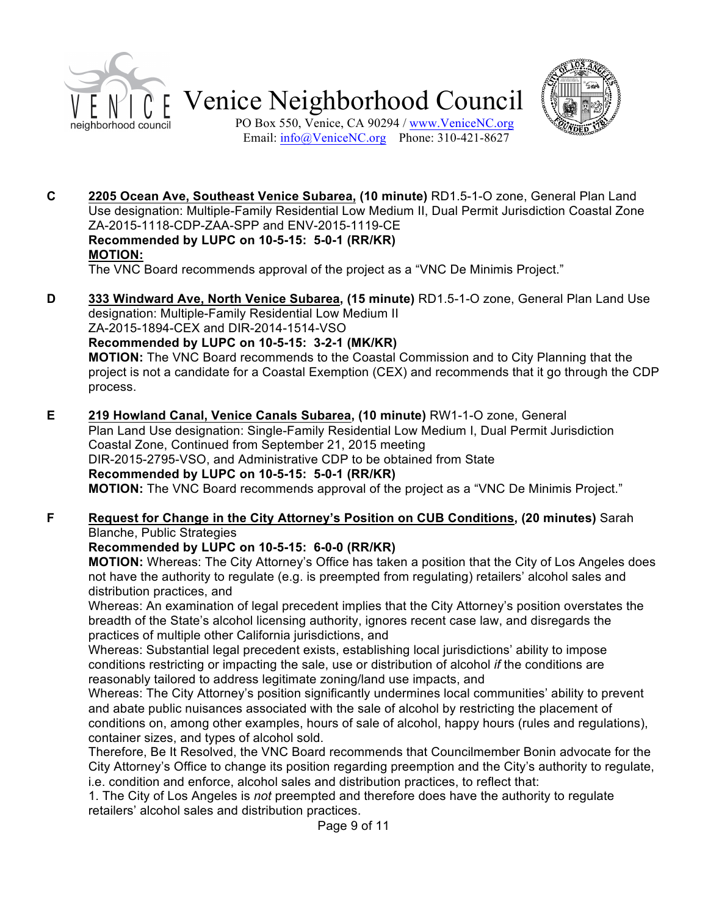**C** **2205 Ocean Ave, Southeast Venice Subarea, (10 minute)** RD1.5-1-O zone, General Plan Land Use designation: Multiple-Family Residential Low Medium II, Dual Permit Jurisdiction Coastal Zone
ZA-2015-1118-CDP-ZAA-SPP and ENV-2015-1119-CE
**Recommended by LUPC on 10-5-15: 5-0-1 (RR/KR)**
**MOTION:**
The VNC Board recommends approval of the project as a "VNC De Minimis Project."

**D** **333 Windward Ave, North Venice Subarea, (15 minute)** RD1.5-1-O zone, General Plan Land Use designation: Multiple-Family Residential Low Medium II
ZA-2015-1894-CEX and DIR-2014-1514-VSO
**Recommended by LUPC on 10-5-15: 3-2-1 (MK/KR)**
**MOTION:** The VNC Board recommends to the Coastal Commission and to City Planning that the project is not a candidate for a Coastal Exemption (CEX) and recommends that it go through the CDP process.

**E** **219 Howland Canal, Venice Canals Subarea, (10 minute)** RW1-1-O zone, General Plan Land Use designation: Single-Family Residential Low Medium I, Dual Permit Jurisdiction Coastal Zone, Continued from September 21, 2015 meeting
DIR-2015-2795-VSO, and Administrative CDP to be obtained from State
**Recommended by LUPC on 10-5-15: 5-0-1 (RR/KR)**
**MOTION:** The VNC Board recommends approval of the project as a "VNC De Minimis Project."

**F** **Request for Change in the City Attorney's Position on CUB Conditions, (20 minutes)** Sarah Blanche, Public Strategies
**Recommended by LUPC on 10-5-15: 6-0-0 (RR/KR)**
**MOTION:** Whereas: The City Attorney's Office has taken a position that the City of Los Angeles does not have the authority to regulate (e.g. is preempted from regulating) retailers' alcohol sales and distribution practices, and
Whereas: An examination of legal precedent implies that the City Attorney's position overstates the breadth of the State's alcohol licensing authority, ignores recent case law, and disregards the practices of multiple other California jurisdictions, and
Whereas: Substantial legal precedent exists, establishing local jurisdictions' ability to impose conditions restricting or impacting the sale, use or distribution of alcohol *if* the conditions are reasonably tailored to address legitimate zoning/land use impacts, and
Whereas: The City Attorney's position significantly undermines local communities' ability to prevent and abate public nuisances associated with the sale of alcohol by restricting the placement of conditions on, among other examples, hours of sale of alcohol, happy hours (rules and regulations), container sizes, and types of alcohol sold.
Therefore, Be It Resolved, the VNC Board recommends that Councilmember Bonin advocate for the City Attorney's Office to change its position regarding preemption and the City's authority to regulate, i.e. condition and enforce, alcohol sales and distribution practices, to reflect that:
1. The City of Los Angeles is *not* preempted and therefore does have the authority to regulate retailers' alcohol sales and distribution practices.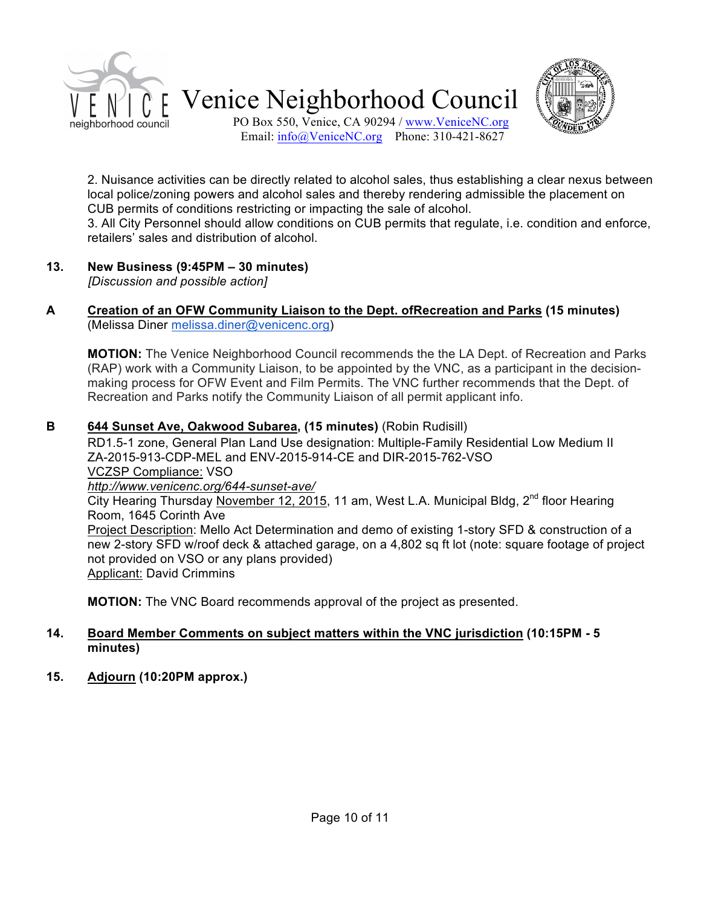2. Nuisance activities can be directly related to alcohol sales, thus establishing a clear nexus between local police/zoning powers and alcohol sales and thereby rendering admissible the placement on CUB permits of conditions restricting or impacting the sale of alcohol.
3. All City Personnel should allow conditions on CUB permits that regulate, i.e. condition and enforce, retailers' sales and distribution of alcohol.

**13. New Business (9:45PM – 30 minutes)**
*[Discussion and possible action]*

**A** **Creation of an OFW Community Liaison to the Dept. ofRecreation and Parks (15 minutes)** (Melissa Diner melissa.diner@venicenc.org)

**MOTION:** The Venice Neighborhood Council recommends the the LA Dept. of Recreation and Parks (RAP) work with a Community Liaison, to be appointed by the VNC, as a participant in the decision-making process for OFW Event and Film Permits. The VNC further recommends that the Dept. of Recreation and Parks notify the Community Liaison of all permit applicant info.

**B** **644 Sunset Ave, Oakwood Subarea, (15 minutes)** (Robin Rudisill)
RD1.5-1 zone, General Plan Land Use designation: Multiple-Family Residential Low Medium II
ZA-2015-913-CDP-MEL and ENV-2015-914-CE and DIR-2015-762-VSO
VCZSP Compliance: VSO
*http://www.venicenc.org/644-sunset-ave/*
City Hearing Thursday November 12, 2015, 11 am, West L.A. Municipal Bldg, 2nd floor Hearing Room, 1645 Corinth Ave
Project Description: Mello Act Determination and demo of existing 1-story SFD & construction of a new 2-story SFD w/roof deck & attached garage, on a 4,802 sq ft lot (note: square footage of project not provided on VSO or any plans provided)
Applicant: David Crimmins

**MOTION:** The VNC Board recommends approval of the project as presented.

**14. Board Member Comments on subject matters within the VNC jurisdiction (10:15PM - 5 minutes)**

**15. Adjourn (10:20PM approx.)**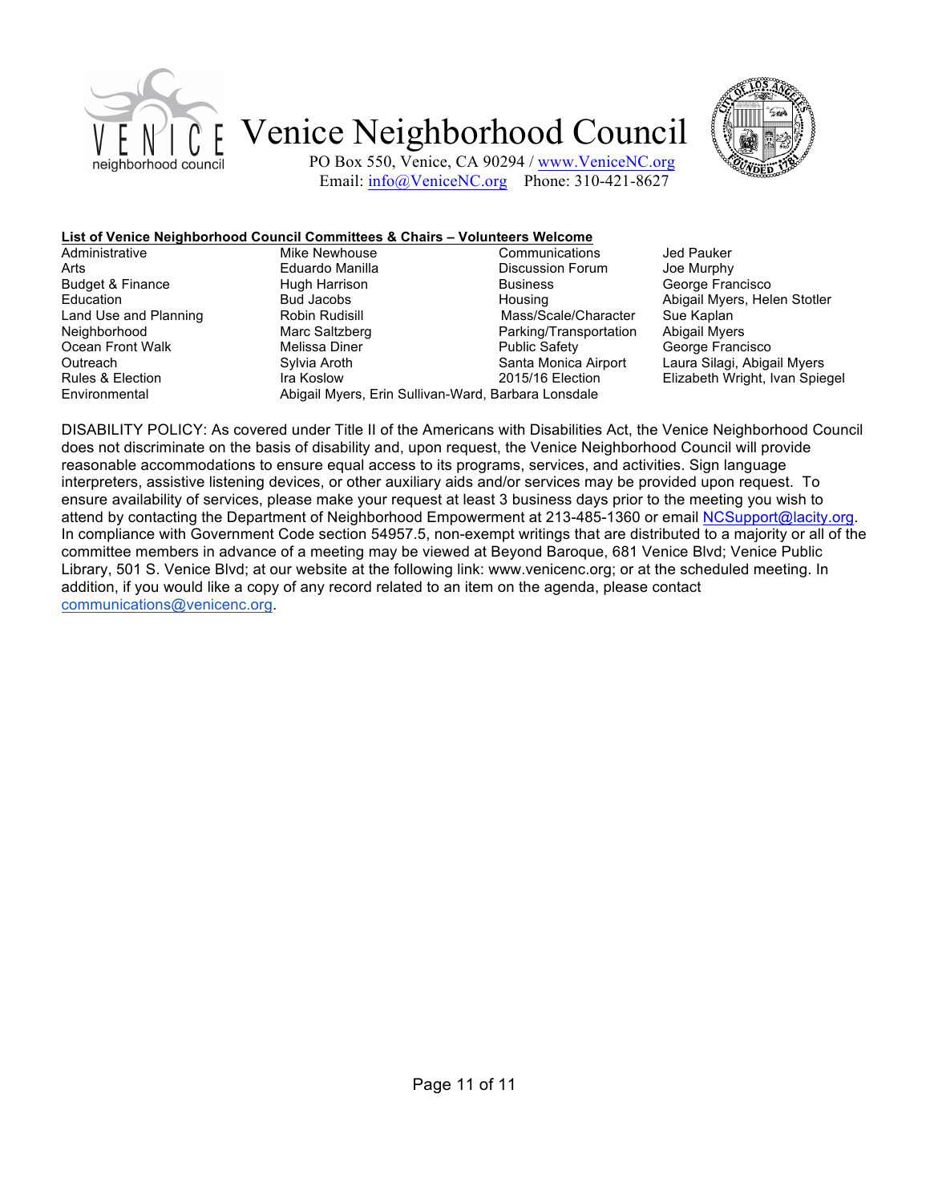# Venice Neighborhood Council

PO Box 550, Venice, CA 90294 / www.VeniceNC.org
Email: info@VeniceNC.org Phone: 310-421-8627

**List of Venice Neighborhood Council Committees & Chairs – Volunteers Welcome**

| | | | |
|---|---|---|---|
| Administrative | Mike Newhouse | Communications | Jed Pauker |
| Arts | Eduardo Manilla | Discussion Forum | Joe Murphy |
| Budget & Finance | Hugh Harrison | Business | George Francisco |
| Education | Bud Jacobs | Housing | Abigail Myers, Helen Stotler |
| Land Use and Planning | Robin Rudisill | Mass/Scale/Character | Sue Kaplan |
| Neighborhood | Marc Saltzberg | Parking/Transportation | Abigail Myers |
| Ocean Front Walk | Melissa Diner | Public Safety | George Francisco |
| Outreach | Sylvia Aroth | Santa Monica Airport | Laura Silagi, Abigail Myers |
| Rules & Election | Ira Koslow | 2015/16 Election | Elizabeth Wright, Ivan Spiegel |
| Environmental | Abigail Myers, Erin Sullivan-Ward, Barbara Lonsdale | | |

DISABILITY POLICY: As covered under Title II of the Americans with Disabilities Act, the Venice Neighborhood Council does not discriminate on the basis of disability and, upon request, the Venice Neighborhood Council will provide reasonable accommodations to ensure equal access to its programs, services, and activities. Sign language interpreters, assistive listening devices, or other auxiliary aids and/or services may be provided upon request. To ensure availability of services, please make your request at least 3 business days prior to the meeting you wish to attend by contacting the Department of Neighborhood Empowerment at 213-485-1360 or email NCSupport@lacity.org. In compliance with Government Code section 54957.5, non-exempt writings that are distributed to a majority or all of the committee members in advance of a meeting may be viewed at Beyond Baroque, 681 Venice Blvd; Venice Public Library, 501 S. Venice Blvd; at our website at the following link: www.venicenc.org; or at the scheduled meeting. In addition, if you would like a copy of any record related to an item on the agenda, please contact communications@venicenc.org.